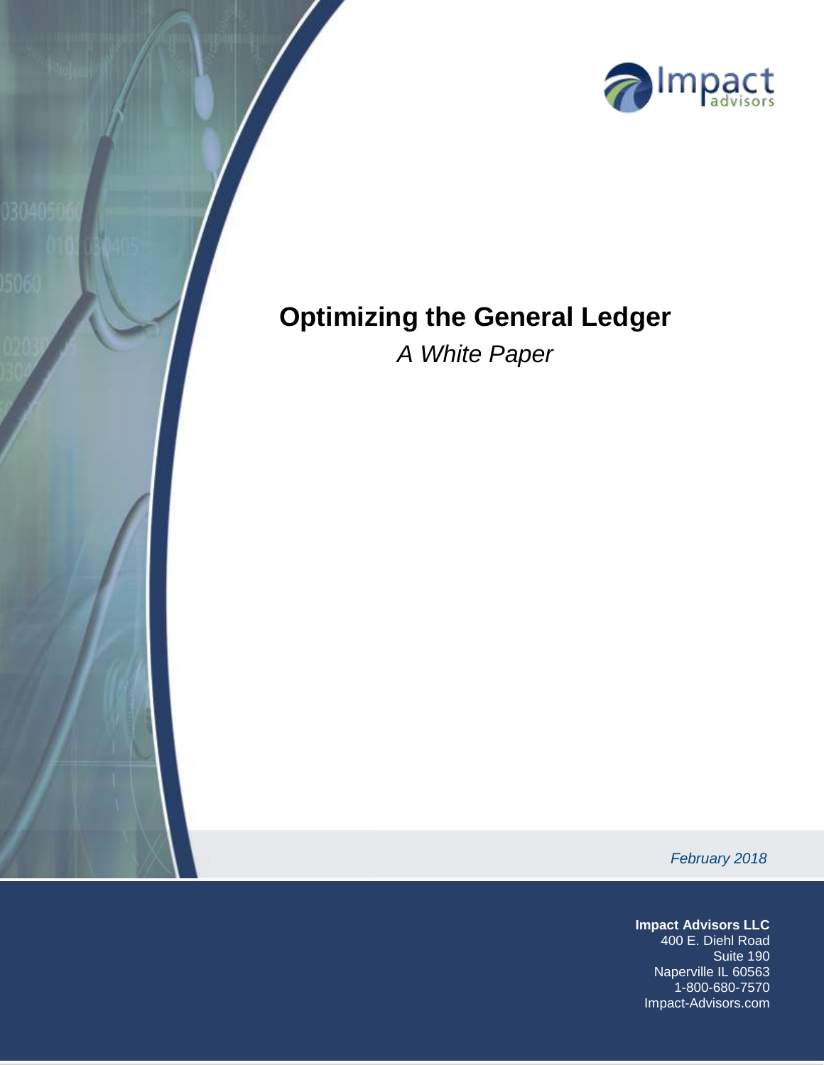# Optimizing the General Ledger

*A White Paper*

*February 2018*

**Impact Advisors LLC**
400 E. Diehl Road
Suite 190
Naperville IL 60563
1-800-680-7570
Impact-Advisors.com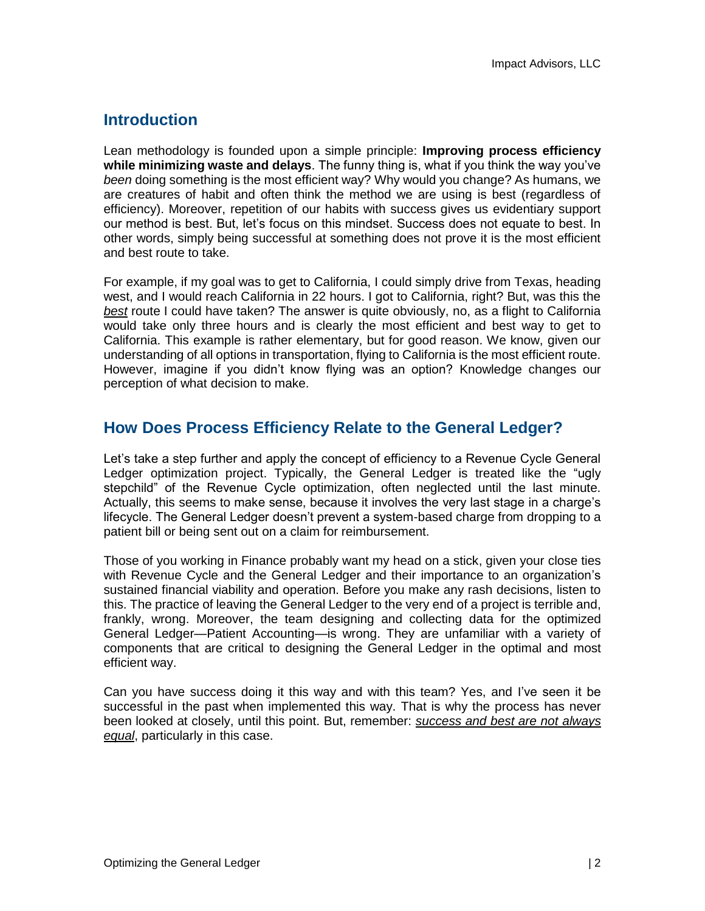## Introduction

Lean methodology is founded upon a simple principle: **Improving process efficiency while minimizing waste and delays**. The funny thing is, what if you think the way you've *been* doing something is the most efficient way? Why would you change? As humans, we are creatures of habit and often think the method we are using is best (regardless of efficiency). Moreover, repetition of our habits with success gives us evidentiary support our method is best. But, let's focus on this mindset. Success does not equate to best. In other words, simply being successful at something does not prove it is the most efficient and best route to take.

For example, if my goal was to get to California, I could simply drive from Texas, heading west, and I would reach California in 22 hours. I got to California, right? But, was this the ***best*** route I could have taken? The answer is quite obviously, no, as a flight to California would take only three hours and is clearly the most efficient and best way to get to California. This example is rather elementary, but for good reason. We know, given our understanding of all options in transportation, flying to California is the most efficient route. However, imagine if you didn't know flying was an option? Knowledge changes our perception of what decision to make.

## How Does Process Efficiency Relate to the General Ledger?

Let's take a step further and apply the concept of efficiency to a Revenue Cycle General Ledger optimization project. Typically, the General Ledger is treated like the "ugly stepchild" of the Revenue Cycle optimization, often neglected until the last minute. Actually, this seems to make sense, because it involves the very last stage in a charge's lifecycle. The General Ledger doesn't prevent a system-based charge from dropping to a patient bill or being sent out on a claim for reimbursement.

Those of you working in Finance probably want my head on a stick, given your close ties with Revenue Cycle and the General Ledger and their importance to an organization's sustained financial viability and operation. Before you make any rash decisions, listen to this. The practice of leaving the General Ledger to the very end of a project is terrible and, frankly, wrong. Moreover, the team designing and collecting data for the optimized General Ledger—Patient Accounting—is wrong. They are unfamiliar with a variety of components that are critical to designing the General Ledger in the optimal and most efficient way.

Can you have success doing it this way and with this team? Yes, and I've seen it be successful in the past when implemented this way. That is why the process has never been looked at closely, until this point. But, remember: ***success and best are not always equal***, particularly in this case.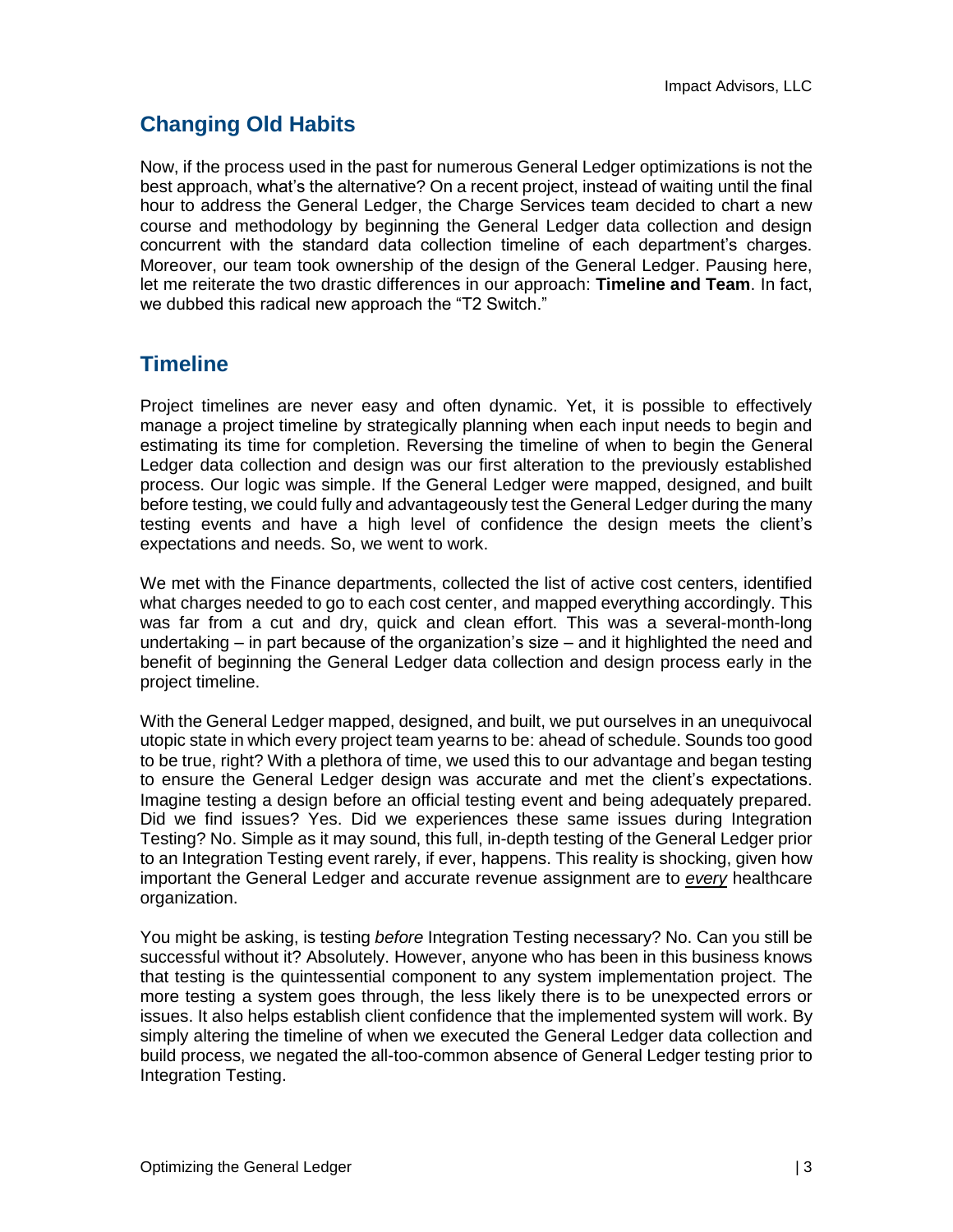## Changing Old Habits

Now, if the process used in the past for numerous General Ledger optimizations is not the best approach, what's the alternative? On a recent project, instead of waiting until the final hour to address the General Ledger, the Charge Services team decided to chart a new course and methodology by beginning the General Ledger data collection and design concurrent with the standard data collection timeline of each department's charges. Moreover, our team took ownership of the design of the General Ledger. Pausing here, let me reiterate the two drastic differences in our approach: **Timeline and Team**. In fact, we dubbed this radical new approach the "T2 Switch."

## Timeline

Project timelines are never easy and often dynamic. Yet, it is possible to effectively manage a project timeline by strategically planning when each input needs to begin and estimating its time for completion. Reversing the timeline of when to begin the General Ledger data collection and design was our first alteration to the previously established process. Our logic was simple. If the General Ledger were mapped, designed, and built before testing, we could fully and advantageously test the General Ledger during the many testing events and have a high level of confidence the design meets the client's expectations and needs. So, we went to work.

We met with the Finance departments, collected the list of active cost centers, identified what charges needed to go to each cost center, and mapped everything accordingly. This was far from a cut and dry, quick and clean effort. This was a several-month-long undertaking – in part because of the organization's size – and it highlighted the need and benefit of beginning the General Ledger data collection and design process early in the project timeline.

With the General Ledger mapped, designed, and built, we put ourselves in an unequivocal utopic state in which every project team yearns to be: ahead of schedule. Sounds too good to be true, right? With a plethora of time, we used this to our advantage and began testing to ensure the General Ledger design was accurate and met the client's expectations. Imagine testing a design before an official testing event and being adequately prepared. Did we find issues? Yes. Did we experiences these same issues during Integration Testing? No. Simple as it may sound, this full, in-depth testing of the General Ledger prior to an Integration Testing event rarely, if ever, happens. This reality is shocking, given how important the General Ledger and accurate revenue assignment are to *every* healthcare organization.

You might be asking, is testing *before* Integration Testing necessary? No. Can you still be successful without it? Absolutely. However, anyone who has been in this business knows that testing is the quintessential component to any system implementation project. The more testing a system goes through, the less likely there is to be unexpected errors or issues. It also helps establish client confidence that the implemented system will work. By simply altering the timeline of when we executed the General Ledger data collection and build process, we negated the all-too-common absence of General Ledger testing prior to Integration Testing.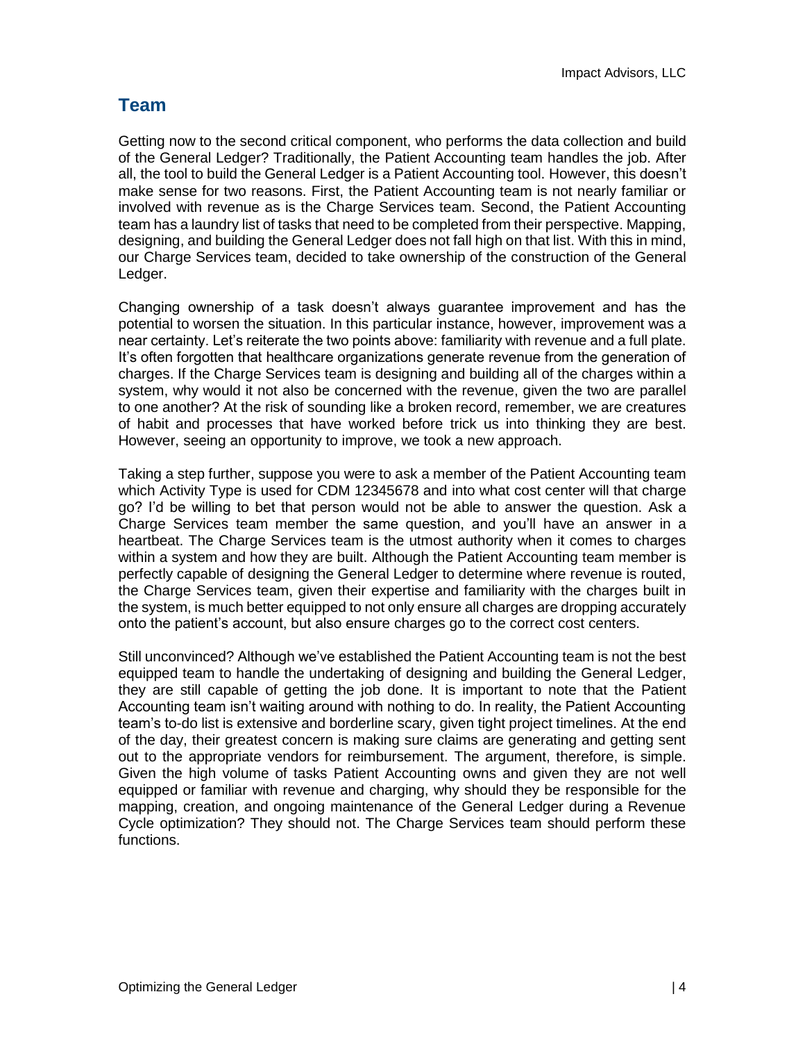## Team

Getting now to the second critical component, who performs the data collection and build of the General Ledger? Traditionally, the Patient Accounting team handles the job. After all, the tool to build the General Ledger is a Patient Accounting tool. However, this doesn't make sense for two reasons. First, the Patient Accounting team is not nearly familiar or involved with revenue as is the Charge Services team. Second, the Patient Accounting team has a laundry list of tasks that need to be completed from their perspective. Mapping, designing, and building the General Ledger does not fall high on that list. With this in mind, our Charge Services team, decided to take ownership of the construction of the General Ledger.

Changing ownership of a task doesn't always guarantee improvement and has the potential to worsen the situation. In this particular instance, however, improvement was a near certainty. Let's reiterate the two points above: familiarity with revenue and a full plate. It's often forgotten that healthcare organizations generate revenue from the generation of charges. If the Charge Services team is designing and building all of the charges within a system, why would it not also be concerned with the revenue, given the two are parallel to one another? At the risk of sounding like a broken record, remember, we are creatures of habit and processes that have worked before trick us into thinking they are best. However, seeing an opportunity to improve, we took a new approach.

Taking a step further, suppose you were to ask a member of the Patient Accounting team which Activity Type is used for CDM 12345678 and into what cost center will that charge go? I'd be willing to bet that person would not be able to answer the question. Ask a Charge Services team member the same question, and you'll have an answer in a heartbeat. The Charge Services team is the utmost authority when it comes to charges within a system and how they are built. Although the Patient Accounting team member is perfectly capable of designing the General Ledger to determine where revenue is routed, the Charge Services team, given their expertise and familiarity with the charges built in the system, is much better equipped to not only ensure all charges are dropping accurately onto the patient's account, but also ensure charges go to the correct cost centers.

Still unconvinced? Although we've established the Patient Accounting team is not the best equipped team to handle the undertaking of designing and building the General Ledger, they are still capable of getting the job done. It is important to note that the Patient Accounting team isn't waiting around with nothing to do. In reality, the Patient Accounting team's to-do list is extensive and borderline scary, given tight project timelines. At the end of the day, their greatest concern is making sure claims are generating and getting sent out to the appropriate vendors for reimbursement. The argument, therefore, is simple. Given the high volume of tasks Patient Accounting owns and given they are not well equipped or familiar with revenue and charging, why should they be responsible for the mapping, creation, and ongoing maintenance of the General Ledger during a Revenue Cycle optimization? They should not. The Charge Services team should perform these functions.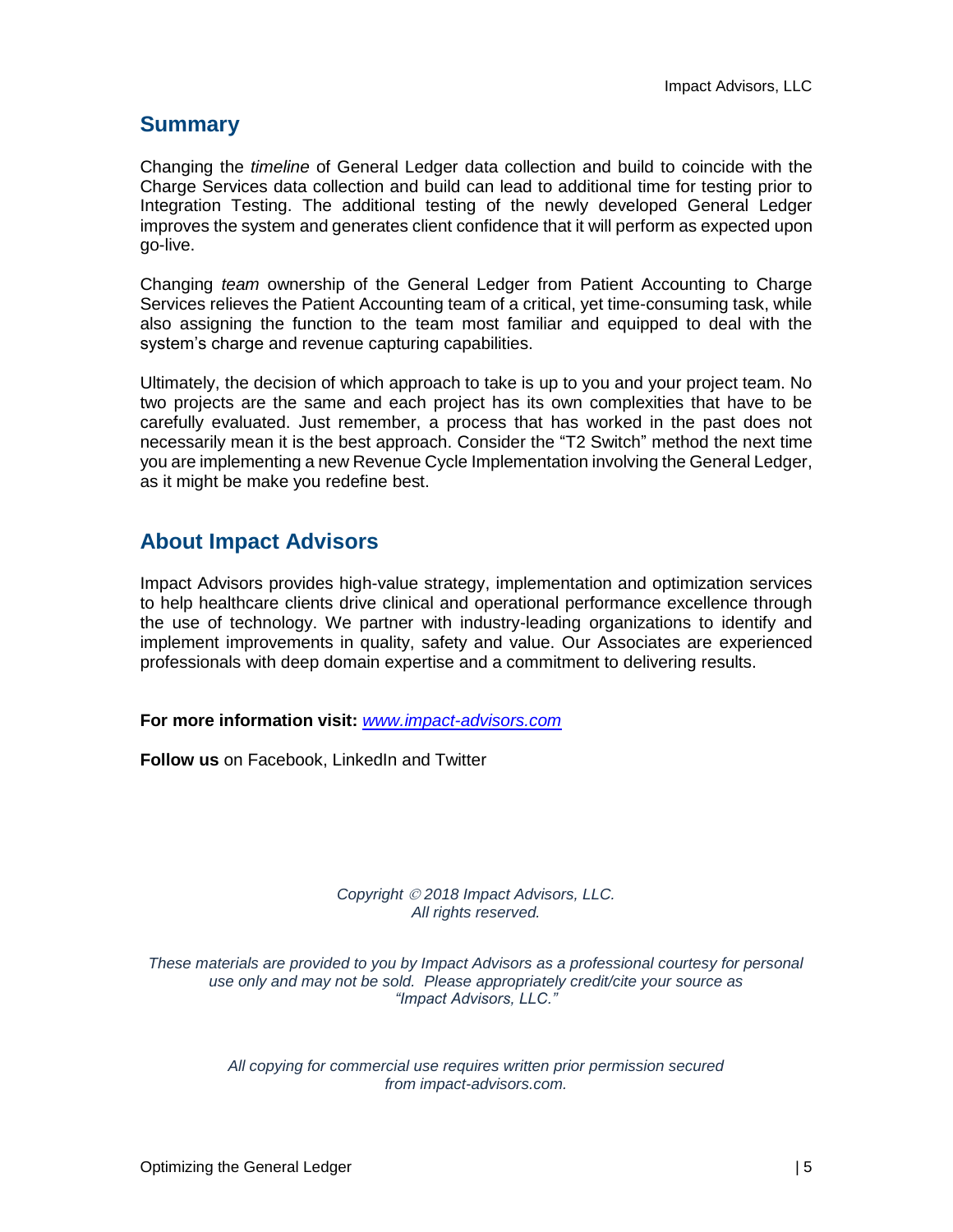## Summary

Changing the *timeline* of General Ledger data collection and build to coincide with the Charge Services data collection and build can lead to additional time for testing prior to Integration Testing. The additional testing of the newly developed General Ledger improves the system and generates client confidence that it will perform as expected upon go-live.

Changing *team* ownership of the General Ledger from Patient Accounting to Charge Services relieves the Patient Accounting team of a critical, yet time-consuming task, while also assigning the function to the team most familiar and equipped to deal with the system's charge and revenue capturing capabilities.

Ultimately, the decision of which approach to take is up to you and your project team. No two projects are the same and each project has its own complexities that have to be carefully evaluated. Just remember, a process that has worked in the past does not necessarily mean it is the best approach. Consider the "T2 Switch" method the next time you are implementing a new Revenue Cycle Implementation involving the General Ledger, as it might be make you redefine best.

## About Impact Advisors

Impact Advisors provides high-value strategy, implementation and optimization services to help healthcare clients drive clinical and operational performance excellence through the use of technology. We partner with industry-leading organizations to identify and implement improvements in quality, safety and value. Our Associates are experienced professionals with deep domain expertise and a commitment to delivering results.

**For more information visit:** [www.impact-advisors.com](http://www.impact-advisors.com)

**Follow us** on Facebook, LinkedIn and Twitter

*Copyright © 2018 Impact Advisors, LLC.*
*All rights reserved.*

*These materials are provided to you by Impact Advisors as a professional courtesy for personal use only and may not be sold. Please appropriately credit/cite your source as "Impact Advisors, LLC."*

*All copying for commercial use requires written prior permission secured from impact-advisors.com.*